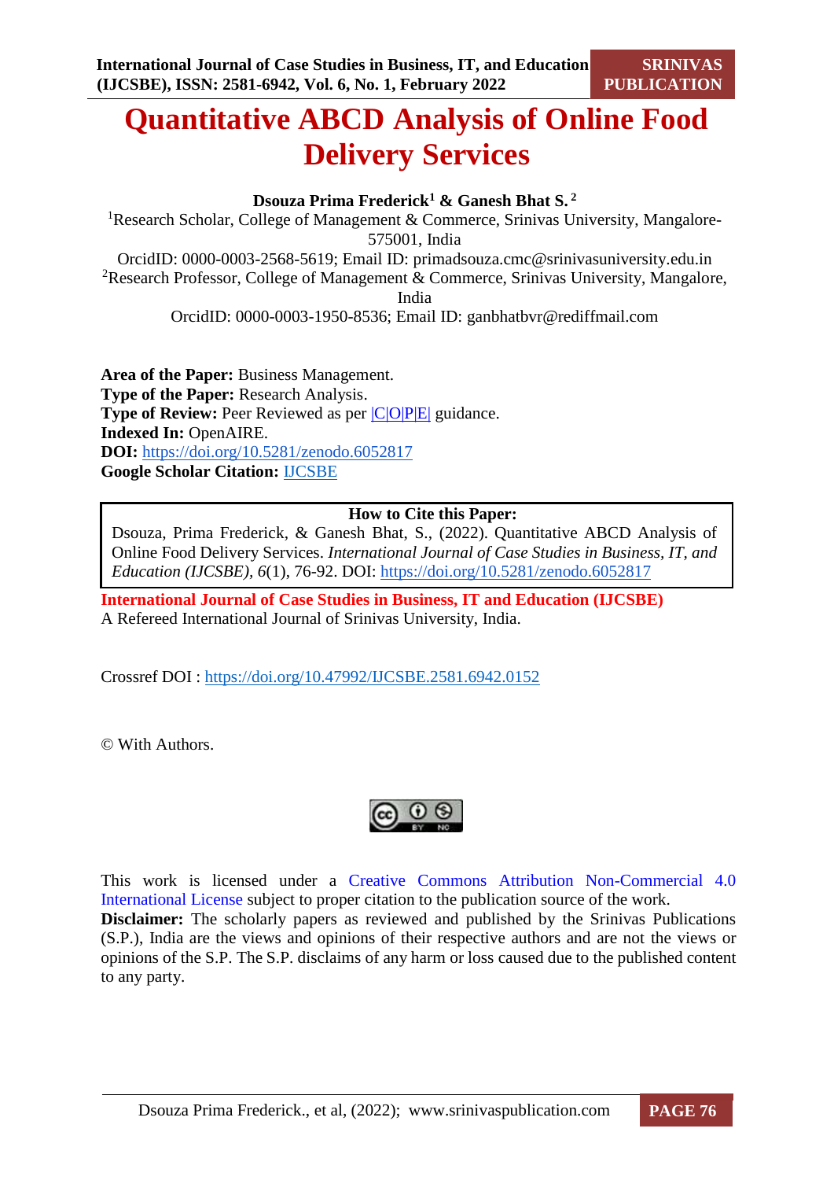# Quantitative ABCD Analysis of Online Food Delivery Services

**Dsouza Prima Frederick[1] & Ganesh Bhat S. [2]**

[1]Research Scholar, College of Management & Commerce, Srinivas University, Mangalore-575001, India

OrcidID: 0000-0003-2568-5619; Email ID: primadsouza.cmc@srinivasuniversity.edu.in

[2]Research Professor, College of Management & Commerce, Srinivas University, Mangalore, India

OrcidID: 0000-0003-1950-8536; Email ID: ganbhatbvr@rediffmail.com

**Area of the Paper:** Business Management.
**Type of the Paper:** Research Analysis.
**Type of Review:** Peer Reviewed as per |C|O|P|E| guidance.
**Indexed In:** OpenAIRE.
**DOI:** https://doi.org/10.5281/zenodo.6052817
**Google Scholar Citation:** IJCSBE

**How to Cite this Paper:**
Dsouza, Prima Frederick, & Ganesh Bhat, S., (2022). Quantitative ABCD Analysis of Online Food Delivery Services. *International Journal of Case Studies in Business, IT, and Education (IJCSBE), 6*(1), 76-92. DOI: https://doi.org/10.5281/zenodo.6052817

**International Journal of Case Studies in Business, IT and Education (IJCSBE)**
A Refereed International Journal of Srinivas University, India.

Crossref DOI : https://doi.org/10.47992/IJCSBE.2581.6942.0152

© With Authors.

This work is licensed under a Creative Commons Attribution Non-Commercial 4.0 International License subject to proper citation to the publication source of the work.

**Disclaimer:** The scholarly papers as reviewed and published by the Srinivas Publications (S.P.), India are the views and opinions of their respective authors and are not the views or opinions of the S.P. The S.P. disclaims of any harm or loss caused due to the published content to any party.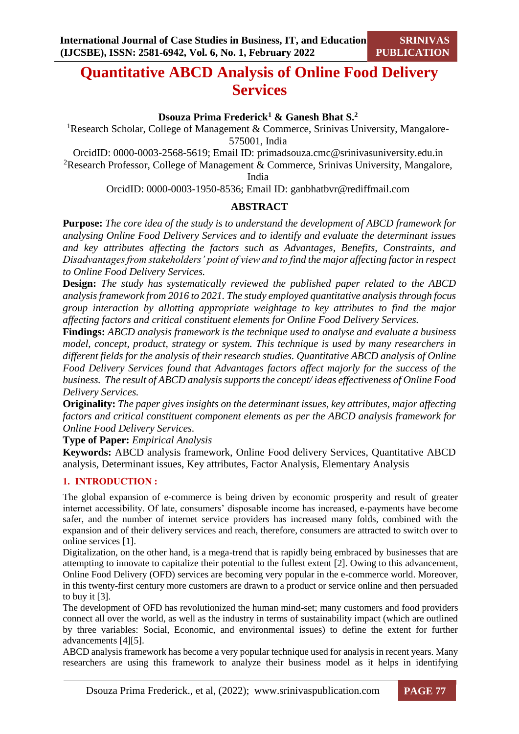# Quantitative ABCD Analysis of Online Food Delivery Services

**Dsouza Prima Frederick[1] & Ganesh Bhat S.[2]**

[1]Research Scholar, College of Management & Commerce, Srinivas University, Mangalore-575001, India

OrcidID: 0000-0003-2568-5619; Email ID: primadsouza.cmc@srinivasuniversity.edu.in

[2]Research Professor, College of Management & Commerce, Srinivas University, Mangalore, India

OrcidID: 0000-0003-1950-8536; Email ID: ganbhatbvr@rediffmail.com

## ABSTRACT

**Purpose:** *The core idea of the study is to understand the development of ABCD framework for analysing Online Food Delivery Services and to identify and evaluate the determinant issues and key attributes affecting the factors such as Advantages, Benefits, Constraints, and Disadvantages from stakeholders' point of view and to find the major affecting factor in respect to Online Food Delivery Services.*

**Design:** *The study has systematically reviewed the published paper related to the ABCD analysis framework from 2016 to 2021. The study employed quantitative analysis through focus group interaction by allotting appropriate weightage to key attributes to find the major affecting factors and critical constituent elements for Online Food Delivery Services.*

**Findings:** *ABCD analysis framework is the technique used to analyse and evaluate a business model, concept, product, strategy or system. This technique is used by many researchers in different fields for the analysis of their research studies. Quantitative ABCD analysis of Online Food Delivery Services found that Advantages factors affect majorly for the success of the business. The result of ABCD analysis supports the concept/ ideas effectiveness of Online Food Delivery Services.*

**Originality:** *The paper gives insights on the determinant issues, key attributes, major affecting factors and critical constituent component elements as per the ABCD analysis framework for Online Food Delivery Services.*

**Type of Paper:** *Empirical Analysis*

**Keywords:** ABCD analysis framework, Online Food delivery Services, Quantitative ABCD analysis, Determinant issues, Key attributes, Factor Analysis, Elementary Analysis

## 1. INTRODUCTION :

The global expansion of e-commerce is being driven by economic prosperity and result of greater internet accessibility. Of late, consumers' disposable income has increased, e-payments have become safer, and the number of internet service providers has increased many folds, combined with the expansion and of their delivery services and reach, therefore, consumers are attracted to switch over to online services [1].

Digitalization, on the other hand, is a mega-trend that is rapidly being embraced by businesses that are attempting to innovate to capitalize their potential to the fullest extent [2]. Owing to this advancement, Online Food Delivery (OFD) services are becoming very popular in the e-commerce world. Moreover, in this twenty-first century more customers are drawn to a product or service online and then persuaded to buy it [3].

The development of OFD has revolutionized the human mind-set; many customers and food providers connect all over the world, as well as the industry in terms of sustainability impact (which are outlined by three variables: Social, Economic, and environmental issues) to define the extent for further advancements [4][5].

ABCD analysis framework has become a very popular technique used for analysis in recent years. Many researchers are using this framework to analyze their business model as it helps in identifying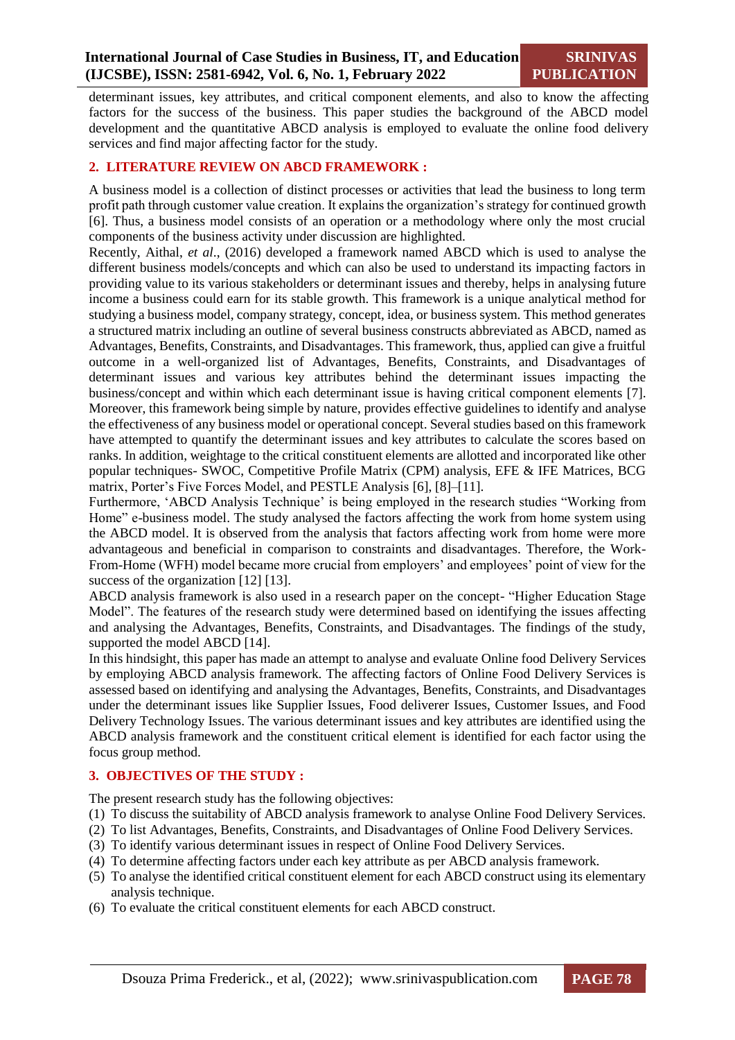determinant issues, key attributes, and critical component elements, and also to know the affecting factors for the success of the business. This paper studies the background of the ABCD model development and the quantitative ABCD analysis is employed to evaluate the online food delivery services and find major affecting factor for the study.

## 2. LITERATURE REVIEW ON ABCD FRAMEWORK :

A business model is a collection of distinct processes or activities that lead the business to long term profit path through customer value creation. It explains the organization's strategy for continued growth [6]. Thus, a business model consists of an operation or a methodology where only the most crucial components of the business activity under discussion are highlighted.

Recently, Aithal, *et al*., (2016) developed a framework named ABCD which is used to analyse the different business models/concepts and which can also be used to understand its impacting factors in providing value to its various stakeholders or determinant issues and thereby, helps in analysing future income a business could earn for its stable growth. This framework is a unique analytical method for studying a business model, company strategy, concept, idea, or business system. This method generates a structured matrix including an outline of several business constructs abbreviated as ABCD, named as Advantages, Benefits, Constraints, and Disadvantages. This framework, thus, applied can give a fruitful outcome in a well-organized list of Advantages, Benefits, Constraints, and Disadvantages of determinant issues and various key attributes behind the determinant issues impacting the business/concept and within which each determinant issue is having critical component elements [7]. Moreover, this framework being simple by nature, provides effective guidelines to identify and analyse the effectiveness of any business model or operational concept. Several studies based on this framework have attempted to quantify the determinant issues and key attributes to calculate the scores based on ranks. In addition, weightage to the critical constituent elements are allotted and incorporated like other popular techniques- SWOC, Competitive Profile Matrix (CPM) analysis, EFE & IFE Matrices, BCG matrix, Porter's Five Forces Model, and PESTLE Analysis [6], [8]–[11].

Furthermore, 'ABCD Analysis Technique' is being employed in the research studies "Working from Home" e-business model. The study analysed the factors affecting the work from home system using the ABCD model. It is observed from the analysis that factors affecting work from home were more advantageous and beneficial in comparison to constraints and disadvantages. Therefore, the Work-From-Home (WFH) model became more crucial from employers' and employees' point of view for the success of the organization [12] [13].

ABCD analysis framework is also used in a research paper on the concept- "Higher Education Stage Model". The features of the research study were determined based on identifying the issues affecting and analysing the Advantages, Benefits, Constraints, and Disadvantages. The findings of the study, supported the model ABCD [14].

In this hindsight, this paper has made an attempt to analyse and evaluate Online food Delivery Services by employing ABCD analysis framework. The affecting factors of Online Food Delivery Services is assessed based on identifying and analysing the Advantages, Benefits, Constraints, and Disadvantages under the determinant issues like Supplier Issues, Food deliverer Issues, Customer Issues, and Food Delivery Technology Issues. The various determinant issues and key attributes are identified using the ABCD analysis framework and the constituent critical element is identified for each factor using the focus group method.

## 3. OBJECTIVES OF THE STUDY :

The present research study has the following objectives:

(1) To discuss the suitability of ABCD analysis framework to analyse Online Food Delivery Services.
(2) To list Advantages, Benefits, Constraints, and Disadvantages of Online Food Delivery Services.
(3) To identify various determinant issues in respect of Online Food Delivery Services.
(4) To determine affecting factors under each key attribute as per ABCD analysis framework.
(5) To analyse the identified critical constituent element for each ABCD construct using its elementary analysis technique.
(6) To evaluate the critical constituent elements for each ABCD construct.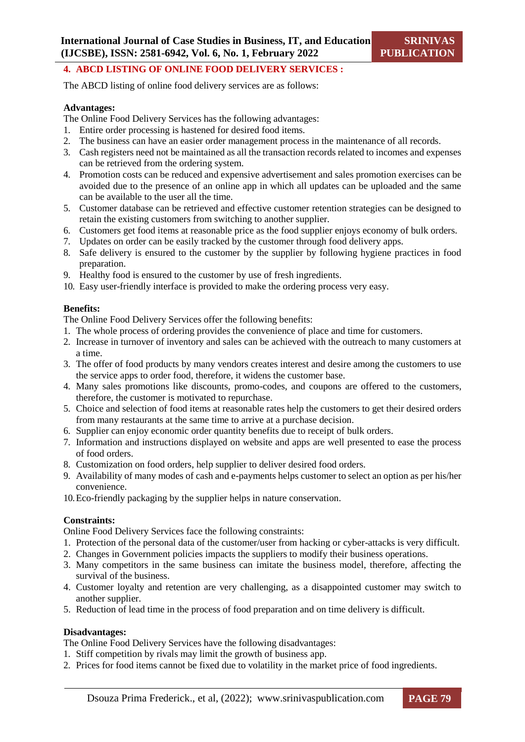## 4. ABCD LISTING OF ONLINE FOOD DELIVERY SERVICES :

The ABCD listing of online food delivery services are as follows:

**Advantages:**

The Online Food Delivery Services has the following advantages:

1. Entire order processing is hastened for desired food items.
2. The business can have an easier order management process in the maintenance of all records.
3. Cash registers need not be maintained as all the transaction records related to incomes and expenses can be retrieved from the ordering system.
4. Promotion costs can be reduced and expensive advertisement and sales promotion exercises can be avoided due to the presence of an online app in which all updates can be uploaded and the same can be available to the user all the time.
5. Customer database can be retrieved and effective customer retention strategies can be designed to retain the existing customers from switching to another supplier.
6. Customers get food items at reasonable price as the food supplier enjoys economy of bulk orders.
7. Updates on order can be easily tracked by the customer through food delivery apps.
8. Safe delivery is ensured to the customer by the supplier by following hygiene practices in food preparation.
9. Healthy food is ensured to the customer by use of fresh ingredients.
10. Easy user-friendly interface is provided to make the ordering process very easy.

**Benefits:**

The Online Food Delivery Services offer the following benefits:

1. The whole process of ordering provides the convenience of place and time for customers.
2. Increase in turnover of inventory and sales can be achieved with the outreach to many customers at a time.
3. The offer of food products by many vendors creates interest and desire among the customers to use the service apps to order food, therefore, it widens the customer base.
4. Many sales promotions like discounts, promo-codes, and coupons are offered to the customers, therefore, the customer is motivated to repurchase.
5. Choice and selection of food items at reasonable rates help the customers to get their desired orders from many restaurants at the same time to arrive at a purchase decision.
6. Supplier can enjoy economic order quantity benefits due to receipt of bulk orders.
7. Information and instructions displayed on website and apps are well presented to ease the process of food orders.
8. Customization on food orders, help supplier to deliver desired food orders.
9. Availability of many modes of cash and e-payments helps customer to select an option as per his/her convenience.
10. Eco-friendly packaging by the supplier helps in nature conservation.

**Constraints:**

Online Food Delivery Services face the following constraints:

1. Protection of the personal data of the customer/user from hacking or cyber-attacks is very difficult.
2. Changes in Government policies impacts the suppliers to modify their business operations.
3. Many competitors in the same business can imitate the business model, therefore, affecting the survival of the business.
4. Customer loyalty and retention are very challenging, as a disappointed customer may switch to another supplier.
5. Reduction of lead time in the process of food preparation and on time delivery is difficult.

**Disadvantages:**

The Online Food Delivery Services have the following disadvantages:

1. Stiff competition by rivals may limit the growth of business app.
2. Prices for food items cannot be fixed due to volatility in the market price of food ingredients.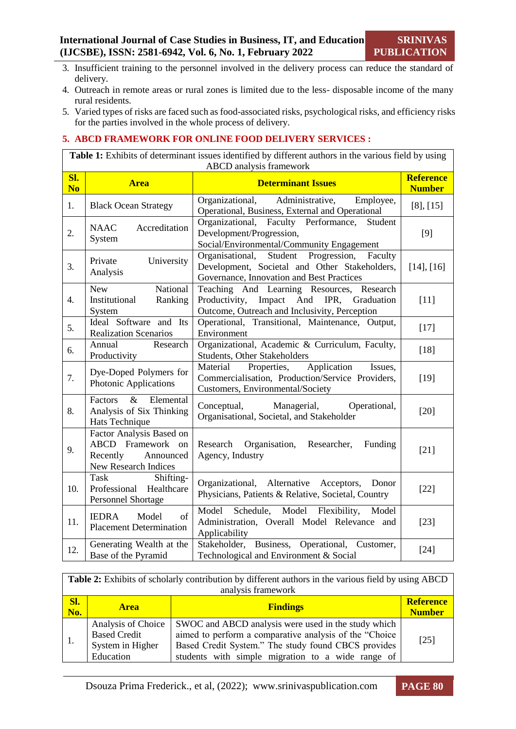3. Insufficient training to the personnel involved in the delivery process can reduce the standard of delivery.
4. Outreach in remote areas or rural zones is limited due to the less- disposable income of the many rural residents.
5. Varied types of risks are faced such as food-associated risks, psychological risks, and efficiency risks for the parties involved in the whole process of delivery.

## 5. ABCD FRAMEWORK FOR ONLINE FOOD DELIVERY SERVICES :

**Table 1:** Exhibits of determinant issues identified by different authors in the various field by using ABCD analysis framework

| Sl. No | Area | Determinant Issues | Reference Number |
|---|---|---|---|
| 1. | Black Ocean Strategy | Organizational, Administrative, Employee, Operational, Business, External and Operational | [8], [15] |
| 2. | NAAC Accreditation System | Organizational, Faculty Performance, Student Development/Progression, Social/Environmental/Community Engagement | [9] |
| 3. | Private University Analysis | Organisational, Student Progression, Faculty Development, Societal and Other Stakeholders, Governance, Innovation and Best Practices | [14], [16] |
| 4. | New National Institutional Ranking System | Teaching And Learning Resources, Research Productivity, Impact And IPR, Graduation Outcome, Outreach and Inclusivity, Perception | [11] |
| 5. | Ideal Software and Its Realization Scenarios | Operational, Transitional, Maintenance, Output, Environment | [17] |
| 6. | Annual Research Productivity | Organizational, Academic & Curriculum, Faculty, Students, Other Stakeholders | [18] |
| 7. | Dye-Doped Polymers for Photonic Applications | Material Properties, Application Issues, Commercialisation, Production/Service Providers, Customers, Environmental/Society | [19] |
| 8. | Factors & Elemental Analysis of Six Thinking Hats Technique | Conceptual, Managerial, Operational, Organisational, Societal, and Stakeholder | [20] |
| 9. | Factor Analysis Based on ABCD Framework on Recently Announced New Research Indices | Research Organisation, Researcher, Funding Agency, Industry | [21] |
| 10. | Task Shifting-Professional Healthcare Personnel Shortage | Organizational, Alternative Acceptors, Donor Physicians, Patients & Relative, Societal, Country | [22] |
| 11. | IEDRA Model of Placement Determination | Model Schedule, Model Flexibility, Model Administration, Overall Model Relevance and Applicability | [23] |
| 12. | Generating Wealth at the Base of the Pyramid | Stakeholder, Business, Operational, Customer, Technological and Environment & Social | [24] |

**Table 2:** Exhibits of scholarly contribution by different authors in the various field by using ABCD analysis framework

| Sl. No. | Area | Findings | Reference Number |
|---|---|---|---|
| 1. | Analysis of Choice Based Credit System in Higher Education | SWOC and ABCD analysis were used in the study which aimed to perform a comparative analysis of the "Choice Based Credit System." The study found CBCS provides students with simple migration to a wide range of | [25] |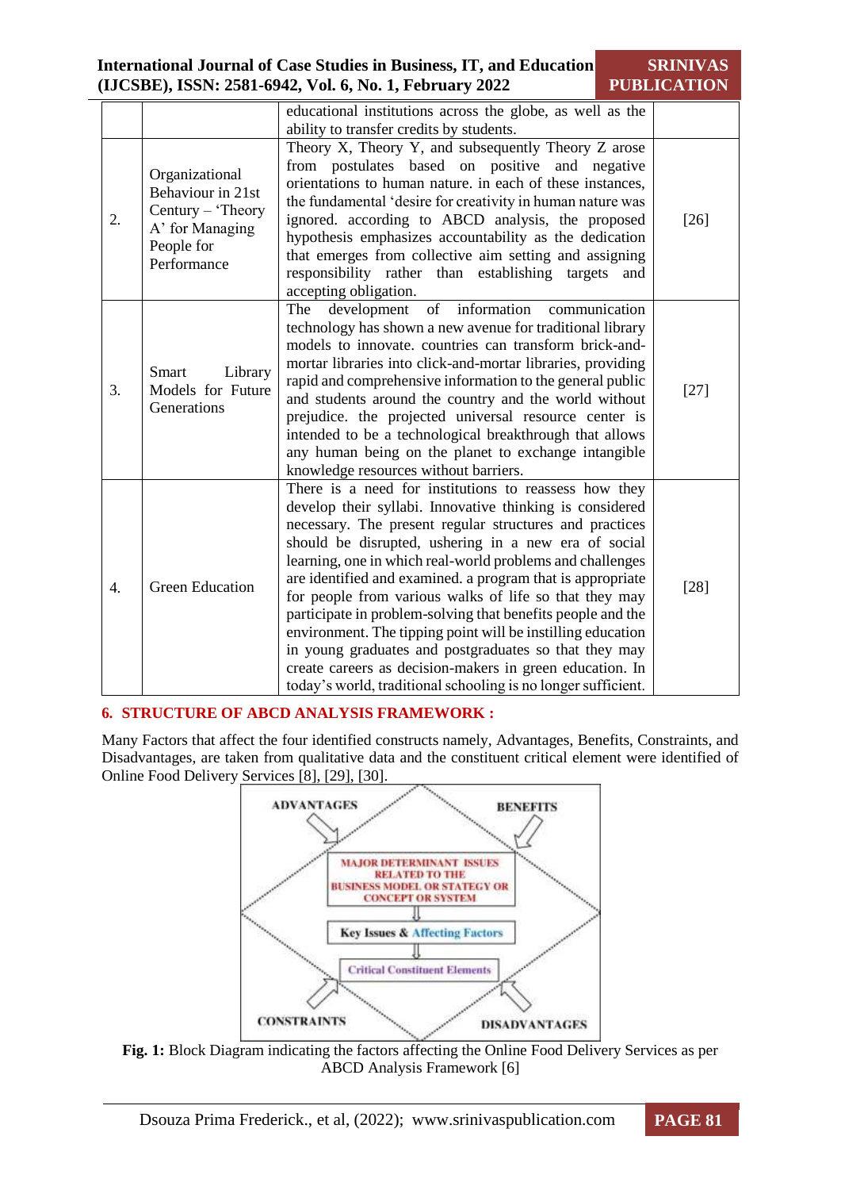| | | educational institutions across the globe, as well as the ability to transfer credits by students. | |
|---|---|---|---|
| 2. | Organizational Behaviour in 21st Century – 'Theory A' for Managing People for Performance | Theory X, Theory Y, and subsequently Theory Z arose from postulates based on positive and negative orientations to human nature. in each of these instances, the fundamental 'desire for creativity in human nature was ignored. according to ABCD analysis, the proposed hypothesis emphasizes accountability as the dedication that emerges from collective aim setting and assigning responsibility rather than establishing targets and accepting obligation. | [26] |
| 3. | Smart Library Models for Future Generations | The development of information communication technology has shown a new avenue for traditional library models to innovate. countries can transform brick-and-mortar libraries into click-and-mortar libraries, providing rapid and comprehensive information to the general public and students around the country and the world without prejudice. the projected universal resource center is intended to be a technological breakthrough that allows any human being on the planet to exchange intangible knowledge resources without barriers. | [27] |
| 4. | Green Education | There is a need for institutions to reassess how they develop their syllabi. Innovative thinking is considered necessary. The present regular structures and practices should be disrupted, ushering in a new era of social learning, one in which real-world problems and challenges are identified and examined. a program that is appropriate for people from various walks of life so that they may participate in problem-solving that benefits people and the environment. The tipping point will be instilling education in young graduates and postgraduates so that they may create careers as decision-makers in green education. In today's world, traditional schooling is no longer sufficient. | [28] |

## 6. STRUCTURE OF ABCD ANALYSIS FRAMEWORK :

Many Factors that affect the four identified constructs namely, Advantages, Benefits, Constraints, and Disadvantages, are taken from qualitative data and the constituent critical element were identified of Online Food Delivery Services [8], [29], [30].

ADVANTAGES | BENEFITS | MAJOR DETERMINANT ISSUES RELATED TO THE BUSINESS MODEL OR STATEGY OR CONCEPT OR SYSTEM | Key Issues & Affecting Factors | Critical Constituent Elements | CONSTRAINTS | DISADVANTAGES

**Fig. 1:** Block Diagram indicating the factors affecting the Online Food Delivery Services as per ABCD Analysis Framework [6]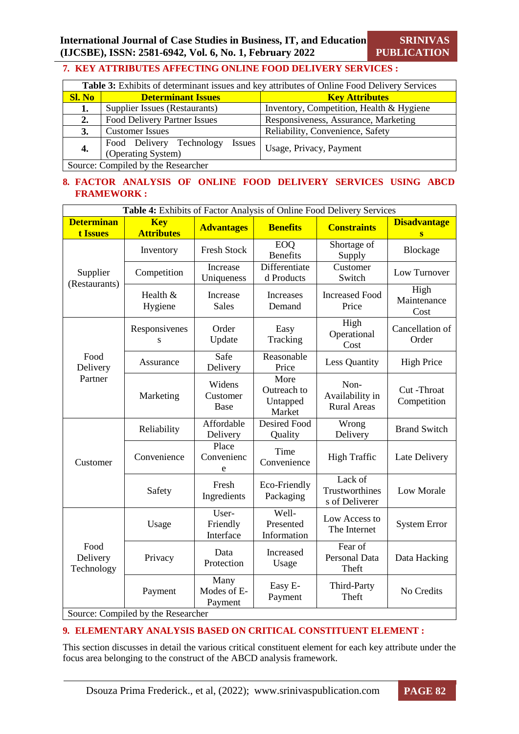## 7. KEY ATTRIBUTES AFFECTING ONLINE FOOD DELIVERY SERVICES :

**Table 3:** Exhibits of determinant issues and key attributes of Online Food Delivery Services

| Sl. No | Determinant Issues | Key Attributes |
|---|---|---|
| **1.** | Supplier Issues (Restaurants) | Inventory, Competition, Health & Hygiene |
| **2.** | Food Delivery Partner Issues | Responsiveness, Assurance, Marketing |
| **3.** | Customer Issues | Reliability, Convenience, Safety |
| **4.** | Food Delivery Technology Issues (Operating System) | Usage, Privacy, Payment |

Source: Compiled by the Researcher

## 8. FACTOR ANALYSIS OF ONLINE FOOD DELIVERY SERVICES USING ABCD FRAMEWORK :

**Table 4:** Exhibits of Factor Analysis of Online Food Delivery Services

| Determinant Issues | Key Attributes | Advantages | Benefits | Constraints | Disadvantages |
|---|---|---|---|---|---|
| Supplier (Restaurants) | Inventory | Fresh Stock | EOQ Benefits | Shortage of Supply | Blockage |
| | Competition | Increase Uniqueness | Differentiated Products | Customer Switch | Low Turnover |
| | Health & Hygiene | Increase Sales | Increases Demand | Increased Food Price | High Maintenance Cost |
| Food Delivery Partner | Responsiveness | Order Update | Easy Tracking | High Operational Cost | Cancellation of Order |
| | Assurance | Safe Delivery | Reasonable Price | Less Quantity | High Price |
| | Marketing | Widens Customer Base | More Outreach to Untapped Market | Non-Availability in Rural Areas | Cut -Throat Competition |
| Customer | Reliability | Affordable Delivery | Desired Food Quality | Wrong Delivery | Brand Switch |
| | Convenience | Place Convenience | Time Convenience | High Traffic | Late Delivery |
| | Safety | Fresh Ingredients | Eco-Friendly Packaging | Lack of Trustworthiness of Deliverer | Low Morale |
| Food Delivery Technology | Usage | User-Friendly Interface | Well-Presented Information | Low Access to The Internet | System Error |
| | Privacy | Data Protection | Increased Usage | Fear of Personal Data Theft | Data Hacking |
| | Payment | Many Modes of E-Payment | Easy E-Payment | Third-Party Theft | No Credits |

Source: Compiled by the Researcher

## 9. ELEMENTARY ANALYSIS BASED ON CRITICAL CONSTITUENT ELEMENT :

This section discusses in detail the various critical constituent element for each key attribute under the focus area belonging to the construct of the ABCD analysis framework.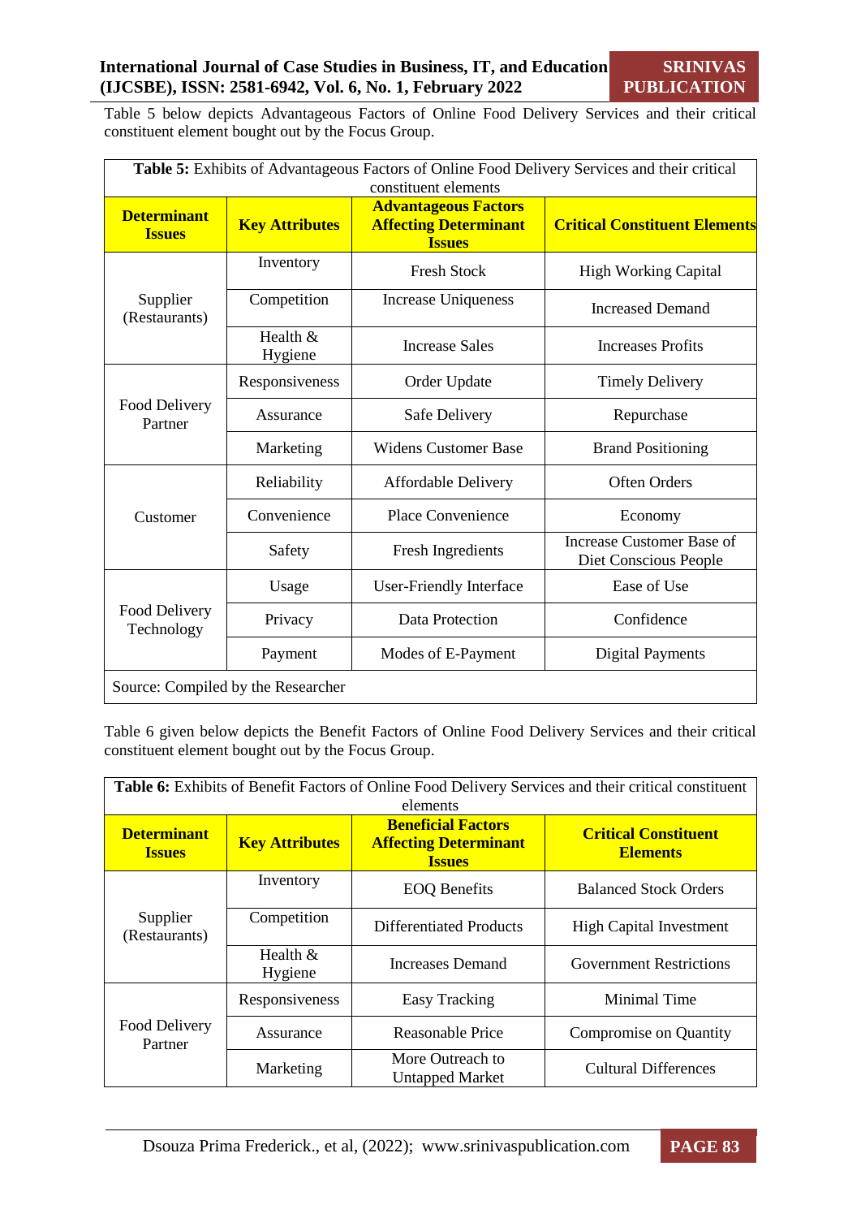Table 5 below depicts Advantageous Factors of Online Food Delivery Services and their critical constituent element bought out by the Focus Group.

**Table 5:** Exhibits of Advantageous Factors of Online Food Delivery Services and their critical constituent elements

| Determinant Issues | Key Attributes | Advantageous Factors Affecting Determinant Issues | Critical Constituent Elements |
|---|---|---|---|
| Supplier (Restaurants) | Inventory | Fresh Stock | High Working Capital |
| | Competition | Increase Uniqueness | Increased Demand |
| | Health & Hygiene | Increase Sales | Increases Profits |
| Food Delivery Partner | Responsiveness | Order Update | Timely Delivery |
| | Assurance | Safe Delivery | Repurchase |
| | Marketing | Widens Customer Base | Brand Positioning |
| Customer | Reliability | Affordable Delivery | Often Orders |
| | Convenience | Place Convenience | Economy |
| | Safety | Fresh Ingredients | Increase Customer Base of Diet Conscious People |
| Food Delivery Technology | Usage | User-Friendly Interface | Ease of Use |
| | Privacy | Data Protection | Confidence |
| | Payment | Modes of E-Payment | Digital Payments |

Source: Compiled by the Researcher

Table 6 given below depicts the Benefit Factors of Online Food Delivery Services and their critical constituent element bought out by the Focus Group.

**Table 6:** Exhibits of Benefit Factors of Online Food Delivery Services and their critical constituent elements

| Determinant Issues | Key Attributes | Beneficial Factors Affecting Determinant Issues | Critical Constituent Elements |
|---|---|---|---|
| Supplier (Restaurants) | Inventory | EOQ Benefits | Balanced Stock Orders |
| | Competition | Differentiated Products | High Capital Investment |
| | Health & Hygiene | Increases Demand | Government Restrictions |
| Food Delivery Partner | Responsiveness | Easy Tracking | Minimal Time |
| | Assurance | Reasonable Price | Compromise on Quantity |
| | Marketing | More Outreach to Untapped Market | Cultural Differences |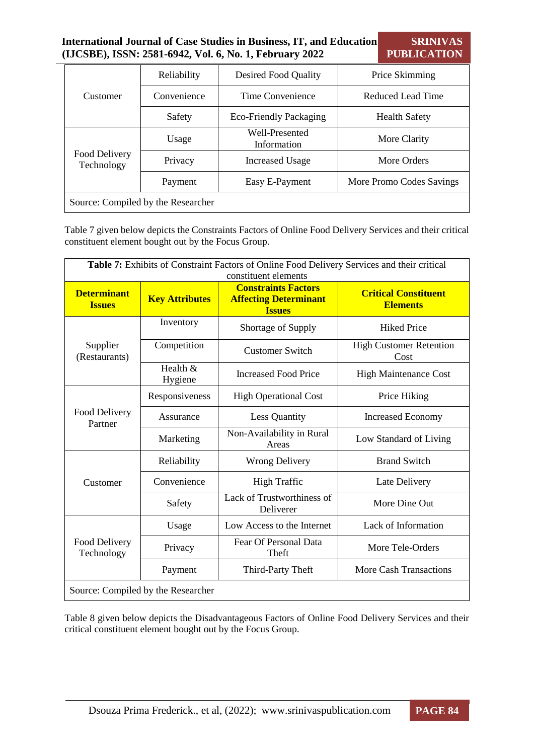| | | | |
|---|---|---|---|
| Customer | Reliability | Desired Food Quality | Price Skimming |
| | Convenience | Time Convenience | Reduced Lead Time |
| | Safety | Eco-Friendly Packaging | Health Safety |
| Food Delivery Technology | Usage | Well-Presented Information | More Clarity |
| | Privacy | Increased Usage | More Orders |
| | Payment | Easy E-Payment | More Promo Codes Savings |

Source: Compiled by the Researcher

Table 7 given below depicts the Constraints Factors of Online Food Delivery Services and their critical constituent element bought out by the Focus Group.

**Table 7:** Exhibits of Constraint Factors of Online Food Delivery Services and their critical constituent elements

| **Determinant Issues** | **Key Attributes** | **Constraints Factors Affecting Determinant Issues** | **Critical Constituent Elements** |
|---|---|---|---|
| Supplier (Restaurants) | Inventory | Shortage of Supply | Hiked Price |
| | Competition | Customer Switch | High Customer Retention Cost |
| | Health & Hygiene | Increased Food Price | High Maintenance Cost |
| Food Delivery Partner | Responsiveness | High Operational Cost | Price Hiking |
| | Assurance | Less Quantity | Increased Economy |
| | Marketing | Non-Availability in Rural Areas | Low Standard of Living |
| Customer | Reliability | Wrong Delivery | Brand Switch |
| | Convenience | High Traffic | Late Delivery |
| | Safety | Lack of Trustworthiness of Deliverer | More Dine Out |
| Food Delivery Technology | Usage | Low Access to the Internet | Lack of Information |
| | Privacy | Fear Of Personal Data Theft | More Tele-Orders |
| | Payment | Third-Party Theft | More Cash Transactions |

Source: Compiled by the Researcher

Table 8 given below depicts the Disadvantageous Factors of Online Food Delivery Services and their critical constituent element bought out by the Focus Group.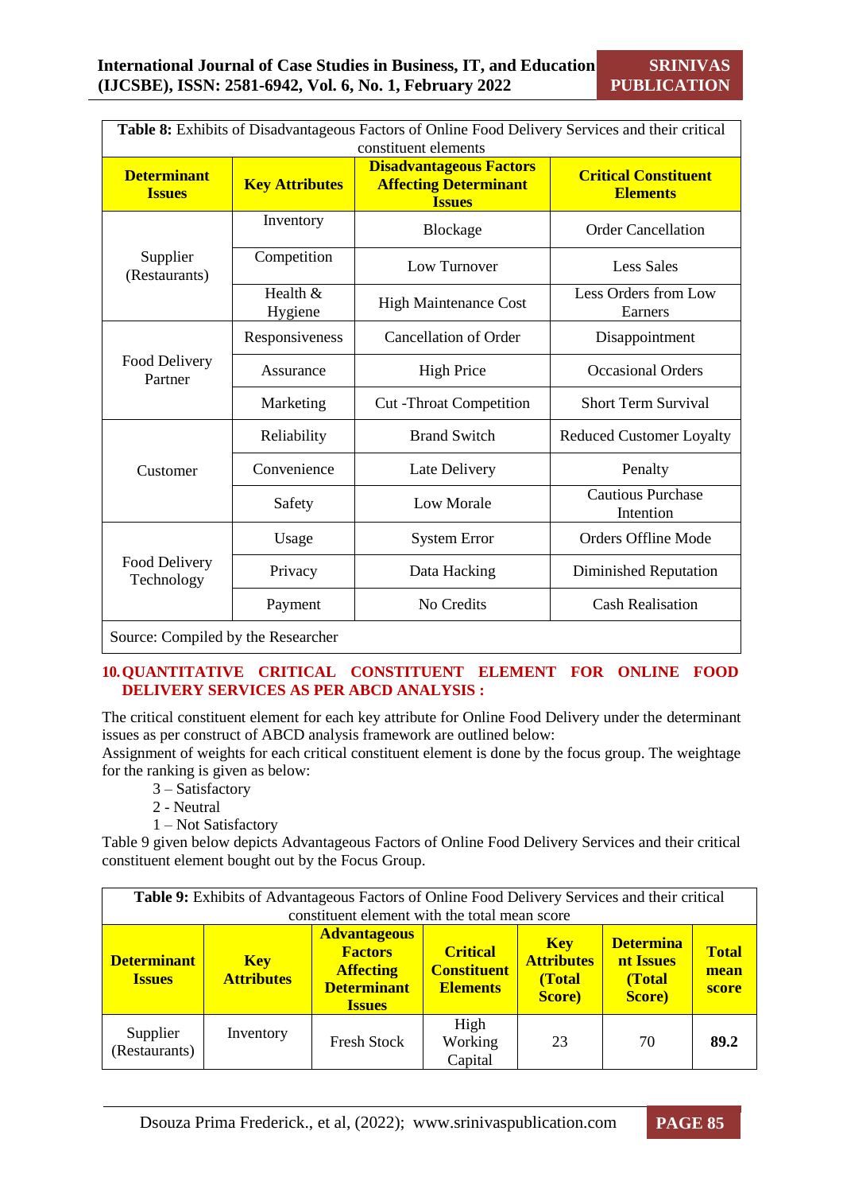**Table 8:** Exhibits of Disadvantageous Factors of Online Food Delivery Services and their critical constituent elements

| Determinant Issues | Key Attributes | Disadvantageous Factors Affecting Determinant Issues | Critical Constituent Elements |
|---|---|---|---|
| Supplier (Restaurants) | Inventory | Blockage | Order Cancellation |
| | Competition | Low Turnover | Less Sales |
| | Health & Hygiene | High Maintenance Cost | Less Orders from Low Earners |
| Food Delivery Partner | Responsiveness | Cancellation of Order | Disappointment |
| | Assurance | High Price | Occasional Orders |
| | Marketing | Cut -Throat Competition | Short Term Survival |
| Customer | Reliability | Brand Switch | Reduced Customer Loyalty |
| | Convenience | Late Delivery | Penalty |
| | Safety | Low Morale | Cautious Purchase Intention |
| Food Delivery Technology | Usage | System Error | Orders Offline Mode |
| | Privacy | Data Hacking | Diminished Reputation |
| | Payment | No Credits | Cash Realisation |

Source: Compiled by the Researcher

## 10. QUANTITATIVE CRITICAL CONSTITUENT ELEMENT FOR ONLINE FOOD DELIVERY SERVICES AS PER ABCD ANALYSIS :

The critical constituent element for each key attribute for Online Food Delivery under the determinant issues as per construct of ABCD analysis framework are outlined below:
Assignment of weights for each critical constituent element is done by the focus group. The weightage for the ranking is given as below:

3 – Satisfactory
2 - Neutral
1 – Not Satisfactory

Table 9 given below depicts Advantageous Factors of Online Food Delivery Services and their critical constituent element bought out by the Focus Group.

**Table 9:** Exhibits of Advantageous Factors of Online Food Delivery Services and their critical constituent element with the total mean score

| Determinant Issues | Key Attributes | Advantageous Factors Affecting Determinant Issues | Critical Constituent Elements | Key Attributes (Total Score) | Determinant Issues (Total Score) | Total mean score |
|---|---|---|---|---|---|---|
| Supplier (Restaurants) | Inventory | Fresh Stock | High Working Capital | 23 | 70 | **89.2** |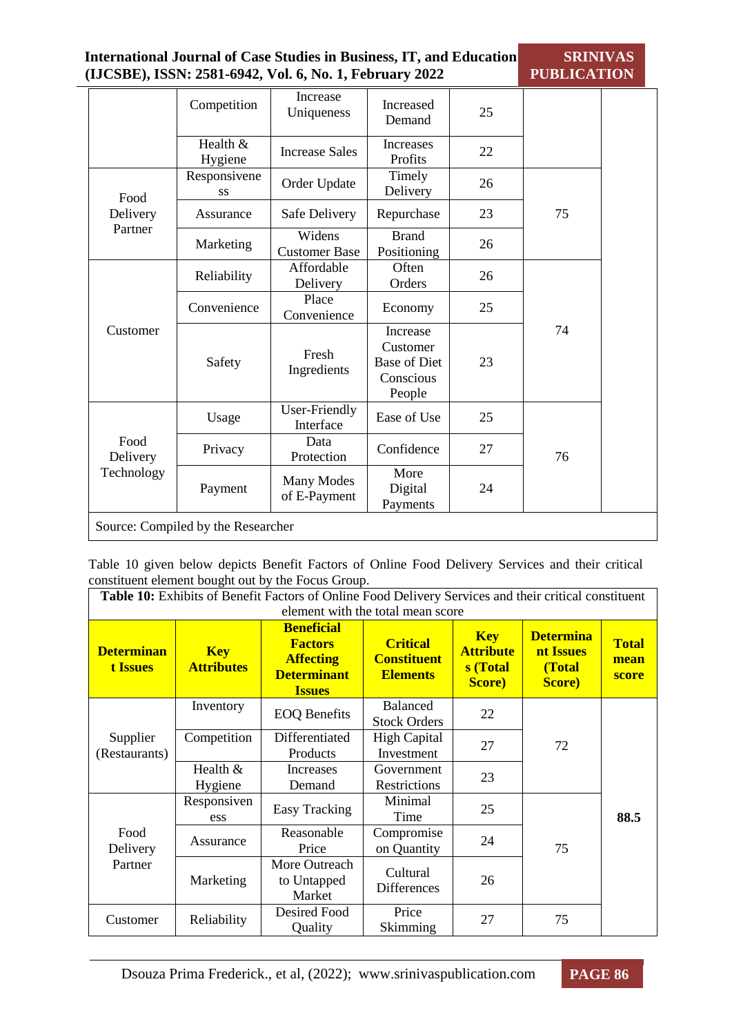| | Competition | Increase Uniqueness | Increased Demand | 25 | | |
|---|---|---|---|---|---|---|
| | Health & Hygiene | Increase Sales | Increases Profits | 22 | | |
| Food Delivery Partner | Responsiveness | Order Update | Timely Delivery | 26 | 75 | |
| | Assurance | Safe Delivery | Repurchase | 23 | | |
| | Marketing | Widens Customer Base | Brand Positioning | 26 | | |
| Customer | Reliability | Affordable Delivery | Often Orders | 26 | 74 | |
| | Convenience | Place Convenience | Economy | 25 | | |
| | Safety | Fresh Ingredients | Increase Customer Base of Diet Conscious People | 23 | | |
| Food Delivery Technology | Usage | User-Friendly Interface | Ease of Use | 25 | 76 | |
| | Privacy | Data Protection | Confidence | 27 | | |
| | Payment | Many Modes of E-Payment | More Digital Payments | 24 | | |

Source: Compiled by the Researcher

Table 10 given below depicts Benefit Factors of Online Food Delivery Services and their critical constituent element bought out by the Focus Group.

**Table 10:** Exhibits of Benefit Factors of Online Food Delivery Services and their critical constituent element with the total mean score

| **Determinant Issues** | **Key Attributes** | **Beneficial Factors Affecting Determinant Issues** | **Critical Constituent Elements** | **Key Attributes (Total Score)** | **Determinant Issues (Total Score)** | **Total mean score** |
|---|---|---|---|---|---|---|
| Supplier (Restaurants) | Inventory | EOQ Benefits | Balanced Stock Orders | 22 | 72 | 88.5 |
| | Competition | Differentiated Products | High Capital Investment | 27 | | |
| | Health & Hygiene | Increases Demand | Government Restrictions | 23 | | |
| Food Delivery Partner | Responsiveness | Easy Tracking | Minimal Time | 25 | 75 | |
| | Assurance | Reasonable Price | Compromise on Quantity | 24 | | |
| | Marketing | More Outreach to Untapped Market | Cultural Differences | 26 | | |
| Customer | Reliability | Desired Food Quality | Price Skimming | 27 | 75 | |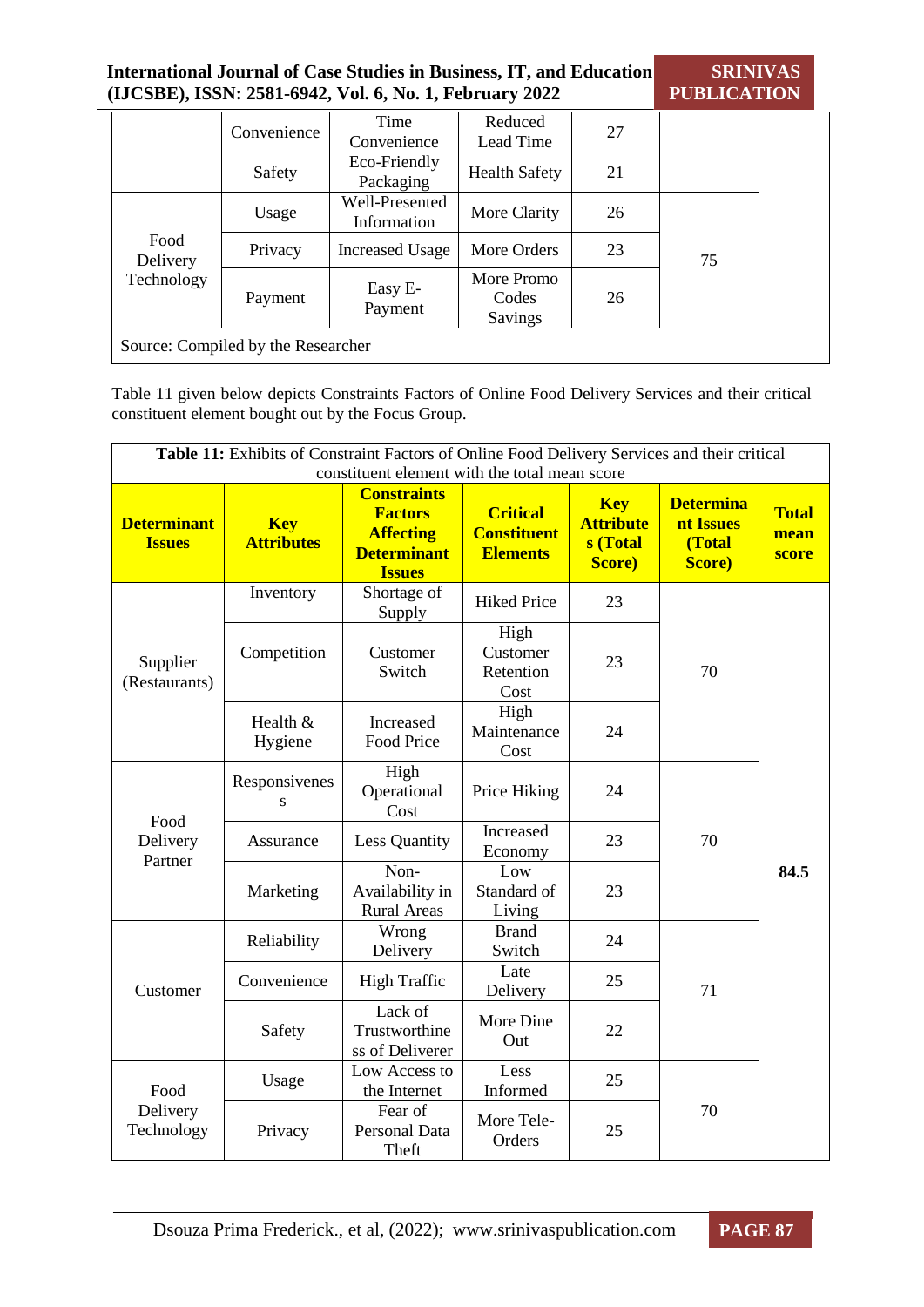| | | | | | | |
|---|---|---|---|---|---|---|
| | Convenience | Time Convenience | Reduced Lead Time | 27 | | |
| | Safety | Eco-Friendly Packaging | Health Safety | 21 | | |
| Food Delivery Technology | Usage | Well-Presented Information | More Clarity | 26 | 75 | |
| | Privacy | Increased Usage | More Orders | 23 | | |
| | Payment | Easy E-Payment | More Promo Codes Savings | 26 | | |
| Source: Compiled by the Researcher | | | | | | |

Table 11 given below depicts Constraints Factors of Online Food Delivery Services and their critical constituent element bought out by the Focus Group.

**Table 11:** Exhibits of Constraint Factors of Online Food Delivery Services and their critical constituent element with the total mean score

| **Determinant Issues** | **Key Attributes** | **Constraints Factors Affecting Determinant Issues** | **Critical Constituent Elements** | **Key Attributes (Total Score)** | **Determinant Issues (Total Score)** | **Total mean score** |
|---|---|---|---|---|---|---|
| Supplier (Restaurants) | Inventory | Shortage of Supply | Hiked Price | 23 | 70 | **84.5** |
| | Competition | Customer Switch | High Customer Retention Cost | 23 | | |
| | Health & Hygiene | Increased Food Price | High Maintenance Cost | 24 | | |
| Food Delivery Partner | Responsiveness | High Operational Cost | Price Hiking | 24 | 70 | |
| | Assurance | Less Quantity | Increased Economy | 23 | | |
| | Marketing | Non-Availability in Rural Areas | Low Standard of Living | 23 | | |
| Customer | Reliability | Wrong Delivery | Brand Switch | 24 | 71 | |
| | Convenience | High Traffic | Late Delivery | 25 | | |
| | Safety | Lack of Trustworthiness of Deliverer | More Dine Out | 22 | | |
| Food Delivery Technology | Usage | Low Access to the Internet | Less Informed | 25 | 70 | |
| | Privacy | Fear of Personal Data Theft | More Tele-Orders | 25 | | |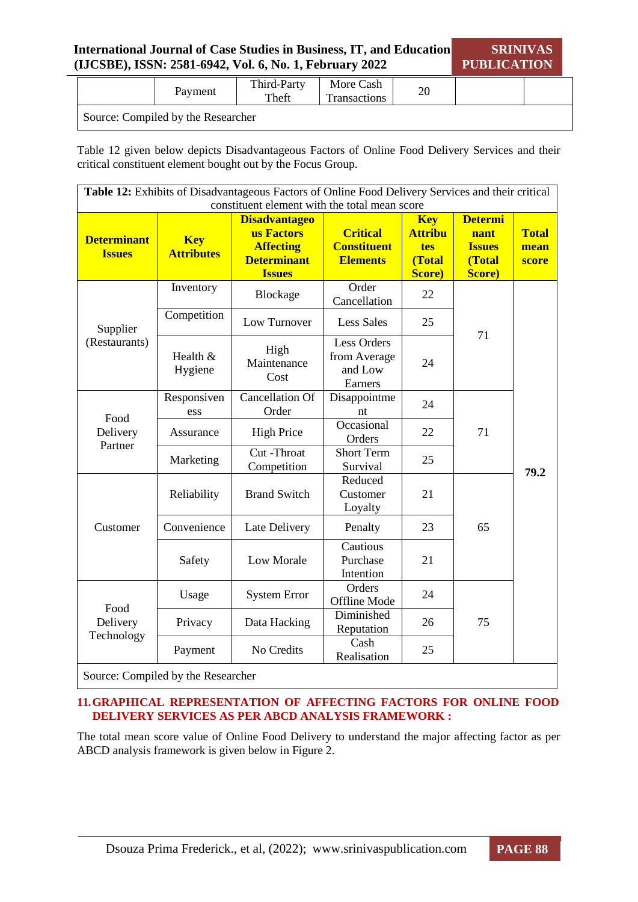| | Payment | Third-Party Theft | More Cash Transactions | 20 | | |
|---|---|---|---|---|---|---|
| Source: Compiled by the Researcher | | | | | | |

Table 12 given below depicts Disadvantageous Factors of Online Food Delivery Services and their critical constituent element bought out by the Focus Group.

**Table 12:** Exhibits of Disadvantageous Factors of Online Food Delivery Services and their critical constituent element with the total mean score

| Determinant Issues | Key Attributes | Disadvantageous Factors Affecting Determinant Issues | Critical Constituent Elements | Key Attributes (Total Score) | Determinant Issues (Total Score) | Total mean score |
|---|---|---|---|---|---|---|
| Supplier (Restaurants) | Inventory | Blockage | Order Cancellation | 22 | 71 | 79.2 |
| | Competition | Low Turnover | Less Sales | 25 | | |
| | Health & Hygiene | High Maintenance Cost | Less Orders from Average and Low Earners | 24 | | |
| Food Delivery Partner | Responsiveness | Cancellation Of Order | Disappointment | 24 | 71 | |
| | Assurance | High Price | Occasional Orders | 22 | | |
| | Marketing | Cut -Throat Competition | Short Term Survival | 25 | | |
| Customer | Reliability | Brand Switch | Reduced Customer Loyalty | 21 | 65 | |
| | Convenience | Late Delivery | Penalty | 23 | | |
| | Safety | Low Morale | Cautious Purchase Intention | 21 | | |
| Food Delivery Technology | Usage | System Error | Orders Offline Mode | 24 | 75 | |
| | Privacy | Data Hacking | Diminished Reputation | 26 | | |
| | Payment | No Credits | Cash Realisation | 25 | | |

Source: Compiled by the Researcher

## 11. GRAPHICAL REPRESENTATION OF AFFECTING FACTORS FOR ONLINE FOOD DELIVERY SERVICES AS PER ABCD ANALYSIS FRAMEWORK :

The total mean score value of Online Food Delivery to understand the major affecting factor as per ABCD analysis framework is given below in Figure 2.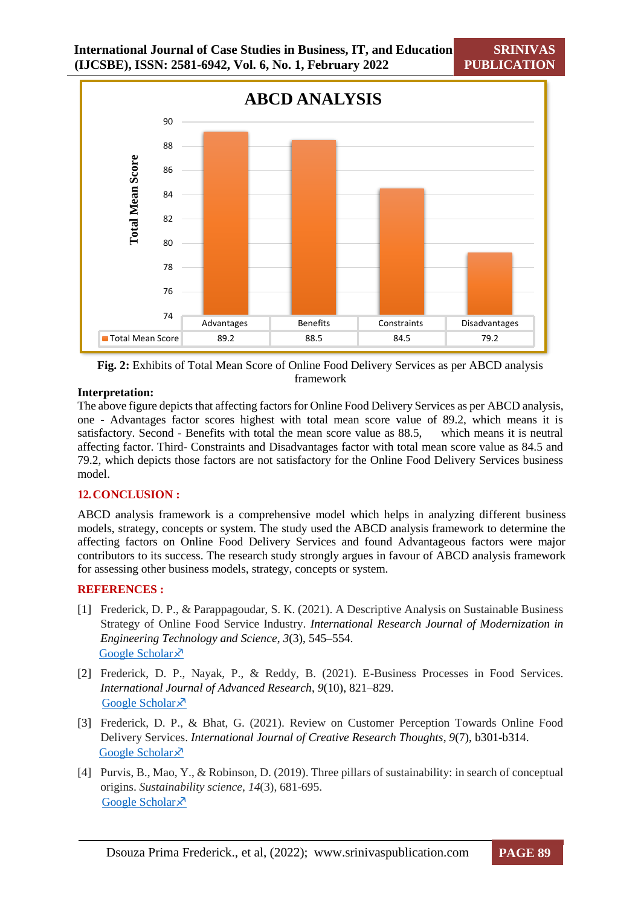**ABCD ANALYSIS**

| | Advantages | Benefits | Constraints | Disadvantages |
|---|---|---|---|---|
| Total Mean Score | 89.2 | 88.5 | 84.5 | 79.2 |

**Fig. 2:** Exhibits of Total Mean Score of Online Food Delivery Services as per ABCD analysis framework

**Interpretation:**
The above figure depicts that affecting factors for Online Food Delivery Services as per ABCD analysis, one - Advantages factor scores highest with total mean score value of 89.2, which means it is satisfactory. Second - Benefits with total the mean score value as 88.5, which means it is neutral affecting factor. Third- Constraints and Disadvantages factor with total mean score value as 84.5 and 79.2, which depicts those factors are not satisfactory for the Online Food Delivery Services business model.

## 12. CONCLUSION :

ABCD analysis framework is a comprehensive model which helps in analyzing different business models, strategy, concepts or system. The study used the ABCD analysis framework to determine the affecting factors on Online Food Delivery Services and found Advantageous factors were major contributors to its success. The research study strongly argues in favour of ABCD analysis framework for assessing other business models, strategy, concepts or system.

## REFERENCES :

[1] Frederick, D. P., & Parappagoudar, S. K. (2021). A Descriptive Analysis on Sustainable Business Strategy of Online Food Service Industry. *International Research Journal of Modernization in Engineering Technology and Science*, *3*(3), 545–554.
Google Scholar ↗

[2] Frederick, D. P., Nayak, P., & Reddy, B. (2021). E-Business Processes in Food Services. *International Journal of Advanced Research*, *9*(10), 821–829.
Google Scholar ↗

[3] Frederick, D. P., & Bhat, G. (2021). Review on Customer Perception Towards Online Food Delivery Services. *International Journal of Creative Research Thoughts*, *9*(7), b301-b314.
Google Scholar ↗

[4] Purvis, B., Mao, Y., & Robinson, D. (2019). Three pillars of sustainability: in search of conceptual origins. *Sustainability science*, *14*(3), 681-695.
Google Scholar ↗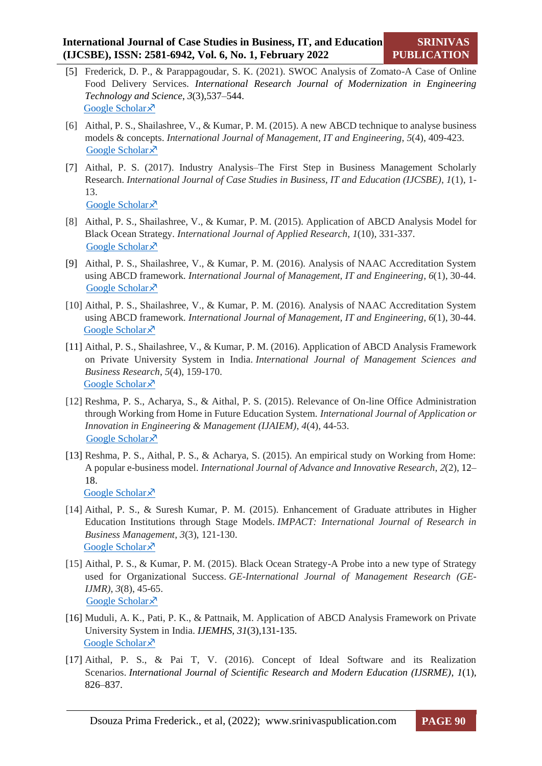[5] Frederick, D. P., & Parappagoudar, S. K. (2021). SWOC Analysis of Zomato-A Case of Online Food Delivery Services. *International Research Journal of Modernization in Engineering Technology and Science*, *3*(3),537–544.
Google Scholar↗

[6] Aithal, P. S., Shailashree, V., & Kumar, P. M. (2015). A new ABCD technique to analyse business models & concepts. *International Journal of Management, IT and Engineering*, *5*(4), 409-423.
Google Scholar↗

[7] Aithal, P. S. (2017). Industry Analysis–The First Step in Business Management Scholarly Research. *International Journal of Case Studies in Business, IT and Education (IJCSBE)*, *1*(1), 1-13.
Google Scholar↗

[8] Aithal, P. S., Shailashree, V., & Kumar, P. M. (2015). Application of ABCD Analysis Model for Black Ocean Strategy. *International Journal of Applied Research*, *1*(10), 331-337.
Google Scholar↗

[9] Aithal, P. S., Shailashree, V., & Kumar, P. M. (2016). Analysis of NAAC Accreditation System using ABCD framework. *International Journal of Management, IT and Engineering*, *6*(1), 30-44.
Google Scholar↗

[10] Aithal, P. S., Shailashree, V., & Kumar, P. M. (2016). Analysis of NAAC Accreditation System using ABCD framework. *International Journal of Management, IT and Engineering*, *6*(1), 30-44.
Google Scholar↗

[11] Aithal, P. S., Shailashree, V., & Kumar, P. M. (2016). Application of ABCD Analysis Framework on Private University System in India. *International Journal of Management Sciences and Business Research*, *5*(4), 159-170.
Google Scholar↗

[12] Reshma, P. S., Acharya, S., & Aithal, P. S. (2015). Relevance of On-line Office Administration through Working from Home in Future Education System. *International Journal of Application or Innovation in Engineering & Management (IJAIEM)*, *4*(4), 44-53.
Google Scholar↗

[13] Reshma, P. S., Aithal, P. S., & Acharya, S. (2015). An empirical study on Working from Home: A popular e-business model. *International Journal of Advance and Innovative Research*, *2*(2), 12–18.
Google Scholar↗

[14] Aithal, P. S., & Suresh Kumar, P. M. (2015). Enhancement of Graduate attributes in Higher Education Institutions through Stage Models. *IMPACT: International Journal of Research in Business Management*, *3*(3), 121-130.
Google Scholar↗

[15] Aithal, P. S., & Kumar, P. M. (2015). Black Ocean Strategy-A Probe into a new type of Strategy used for Organizational Success. *GE-International Journal of Management Research (GE-IJMR)*, *3*(8), 45-65.
Google Scholar↗

[16] Muduli, A. K., Pati, P. K., & Pattnaik, M. Application of ABCD Analysis Framework on Private University System in India. *IJEMHS*, *31*(3),131-135.
Google Scholar↗

[17] Aithal, P. S., & Pai T, V. (2016). Concept of Ideal Software and its Realization Scenarios. *International Journal of Scientific Research and Modern Education (IJSRME)*, *1*(1), 826–837.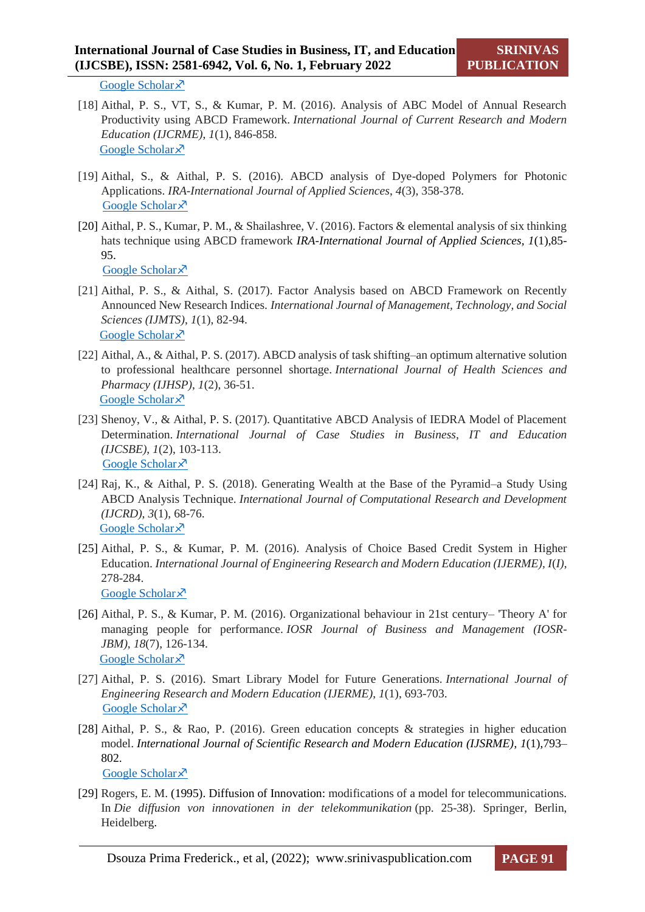Google Scholar↗

[18] Aithal, P. S., VT, S., & Kumar, P. M. (2016). Analysis of ABC Model of Annual Research Productivity using ABCD Framework. *International Journal of Current Research and Modern Education (IJCRME)*, *1*(1), 846-858.
Google Scholar↗

[19] Aithal, S., & Aithal, P. S. (2016). ABCD analysis of Dye-doped Polymers for Photonic Applications. *IRA-International Journal of Applied Sciences*, *4*(3), 358-378.
Google Scholar↗

[20] Aithal, P. S., Kumar, P. M., & Shailashree, V. (2016). Factors & elemental analysis of six thinking hats technique using ABCD framework *IRA-International Journal of Applied Sciences*, *1*(1),85-95.
Google Scholar↗

[21] Aithal, P. S., & Aithal, S. (2017). Factor Analysis based on ABCD Framework on Recently Announced New Research Indices. *International Journal of Management, Technology, and Social Sciences (IJMTS)*, *1*(1), 82-94.
Google Scholar↗

[22] Aithal, A., & Aithal, P. S. (2017). ABCD analysis of task shifting–an optimum alternative solution to professional healthcare personnel shortage. *International Journal of Health Sciences and Pharmacy (IJHSP)*, *1*(2), 36-51.
Google Scholar↗

[23] Shenoy, V., & Aithal, P. S. (2017). Quantitative ABCD Analysis of IEDRA Model of Placement Determination. *International Journal of Case Studies in Business, IT and Education (IJCSBE)*, *1*(2), 103-113.
Google Scholar↗

[24] Raj, K., & Aithal, P. S. (2018). Generating Wealth at the Base of the Pyramid–a Study Using ABCD Analysis Technique. *International Journal of Computational Research and Development (IJCRD)*, *3*(1), 68-76.
Google Scholar↗

[25] Aithal, P. S., & Kumar, P. M. (2016). Analysis of Choice Based Credit System in Higher Education. *International Journal of Engineering Research and Modern Education (IJERME)*, *I*(*I*), 278-284.
Google Scholar↗

[26] Aithal, P. S., & Kumar, P. M. (2016). Organizational behaviour in 21st century– 'Theory A' for managing people for performance. *IOSR Journal of Business and Management (IOSR-JBM)*, *18*(7), 126-134.
Google Scholar↗

[27] Aithal, P. S. (2016). Smart Library Model for Future Generations. *International Journal of Engineering Research and Modern Education (IJERME)*, *1*(1), 693-703.
Google Scholar↗

[28] Aithal, P. S., & Rao, P. (2016). Green education concepts & strategies in higher education model. *International Journal of Scientific Research and Modern Education (IJSRME)*, *1*(1),793–802.
Google Scholar↗

[29] Rogers, E. M. (1995). Diffusion of Innovation: modifications of a model for telecommunications. In *Die diffusion von innovationen in der telekommunikation* (pp. 25-38). Springer, Berlin, Heidelberg.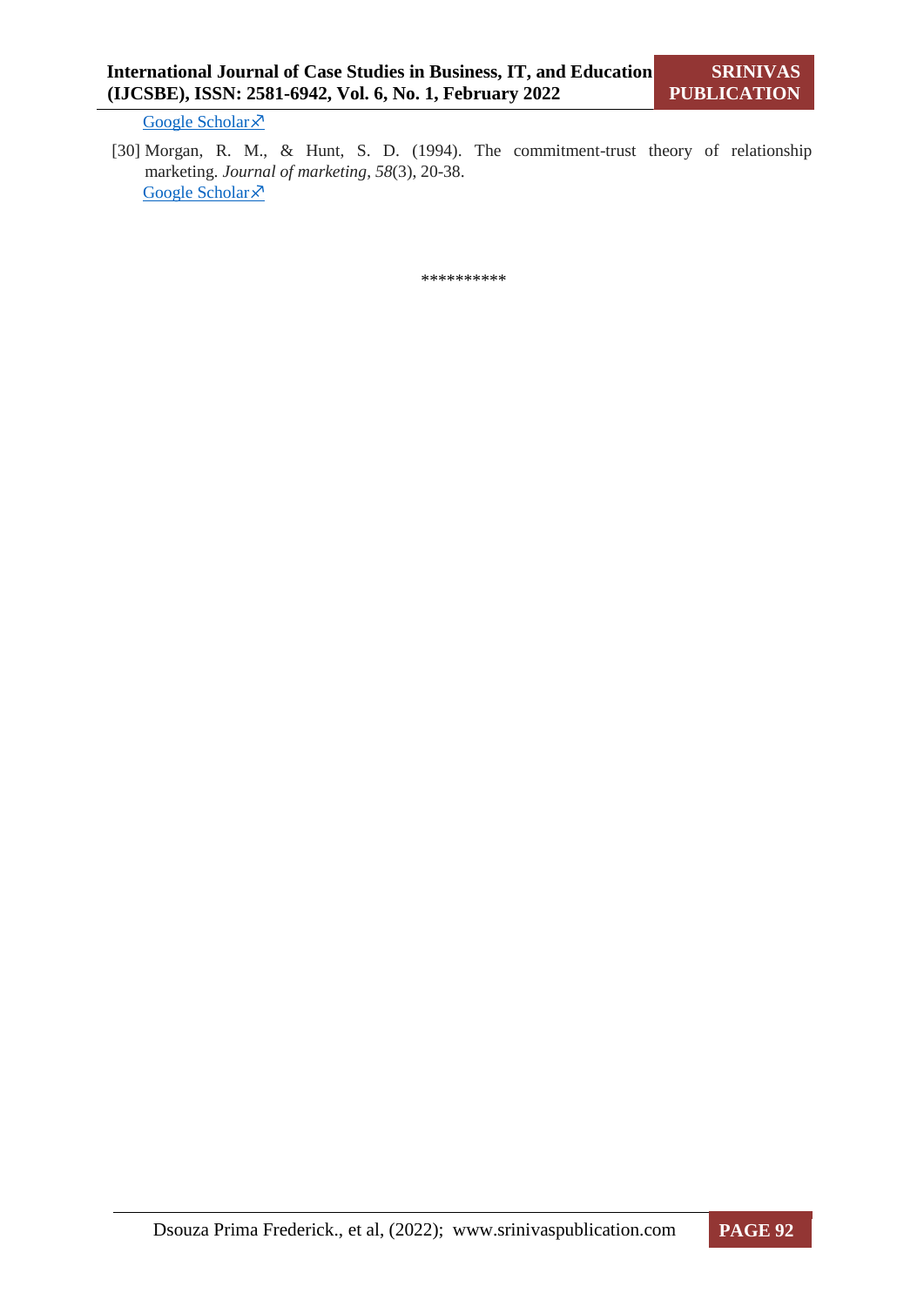Google Scholar↗

[30] Morgan, R. M., & Hunt, S. D. (1994). The commitment-trust theory of relationship marketing. *Journal of marketing*, *58*(3), 20-38.
Google Scholar↗

**********